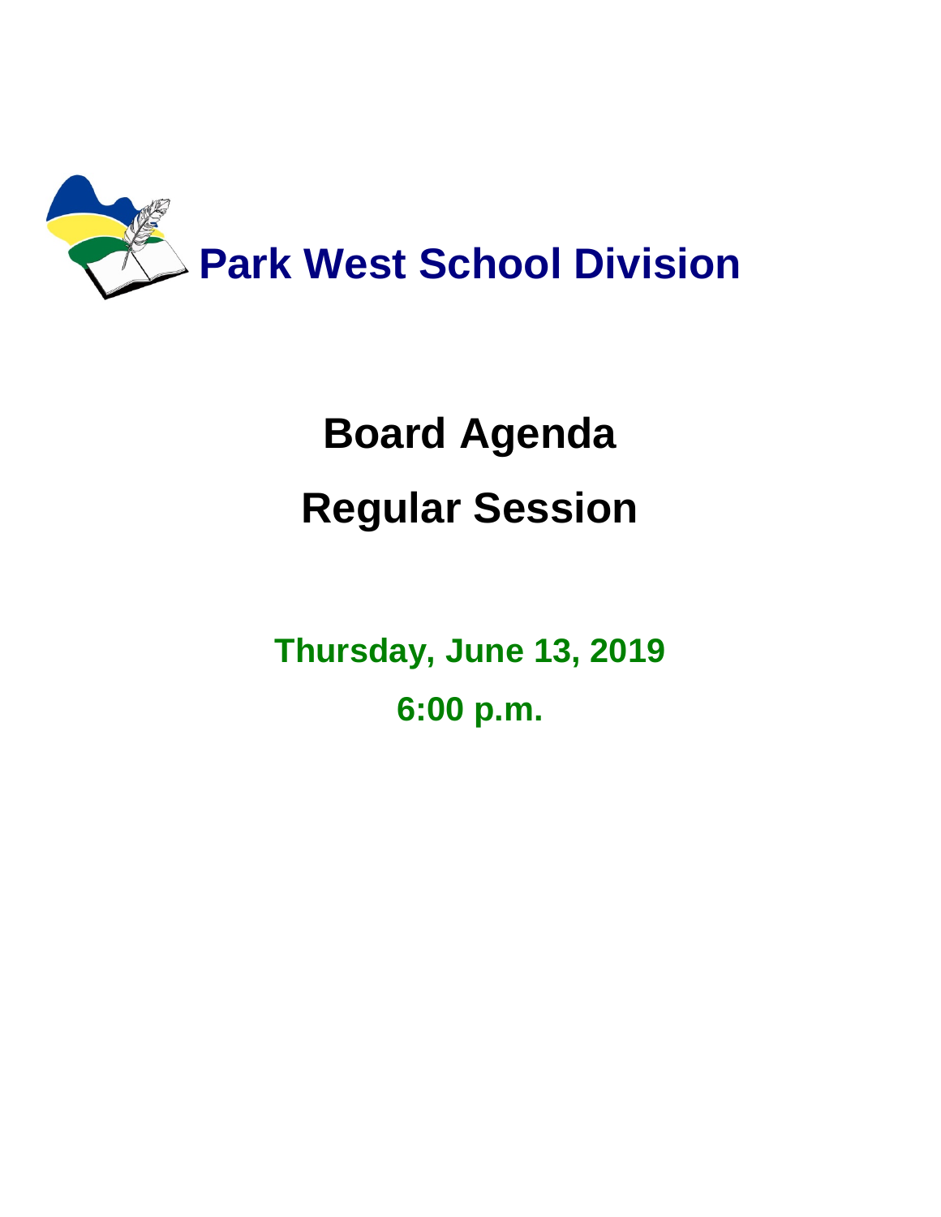# Park West School Division

# Board Agenda

# Regular Session

**Thursday, June 13, 2019**

**6:00 p.m.**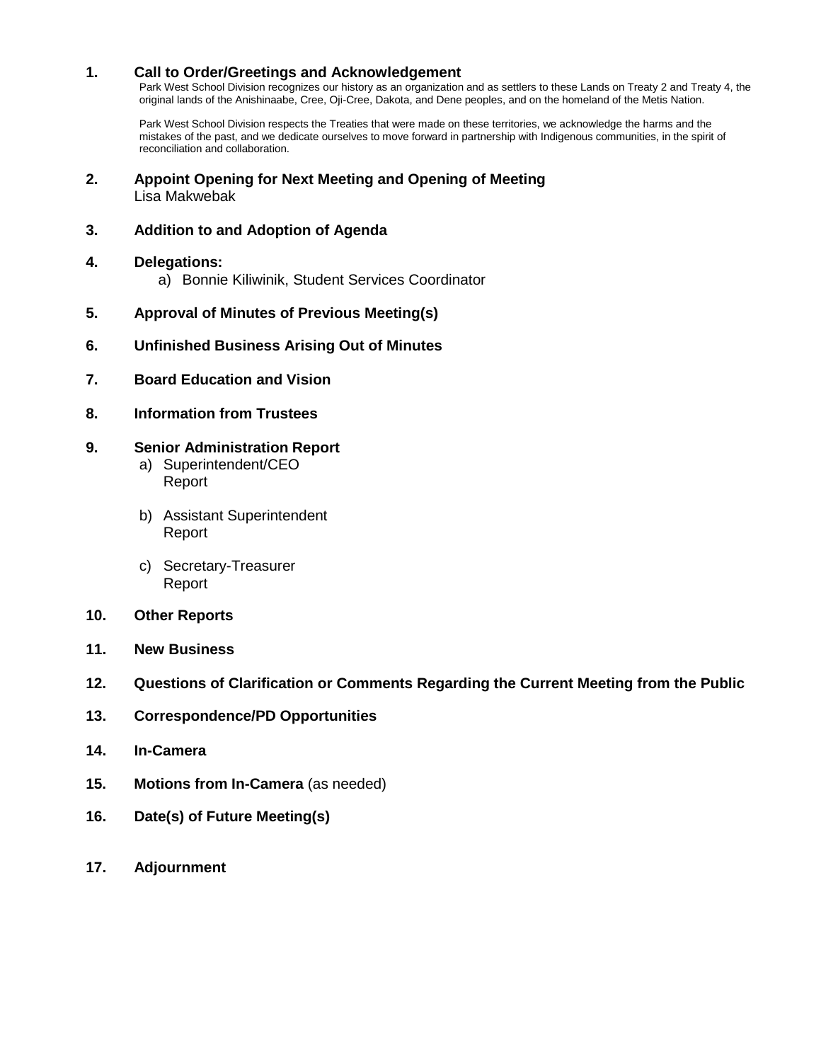**1. Call to Order/Greetings and Acknowledgement**

Park West School Division recognizes our history as an organization and as settlers to these Lands on Treaty 2 and Treaty 4, the original lands of the Anishinaabe, Cree, Oji-Cree, Dakota, and Dene peoples, and on the homeland of the Metis Nation.

Park West School Division respects the Treaties that were made on these territories, we acknowledge the harms and the mistakes of the past, and we dedicate ourselves to move forward in partnership with Indigenous communities, in the spirit of reconciliation and collaboration.

**2. Appoint Opening for Next Meeting and Opening of Meeting**

Lisa Makwebak

**3. Addition to and Adoption of Agenda**

**4. Delegations:**

a) Bonnie Kiliwinik, Student Services Coordinator

**5. Approval of Minutes of Previous Meeting(s)**

**6. Unfinished Business Arising Out of Minutes**

**7. Board Education and Vision**

**8. Information from Trustees**

**9. Senior Administration Report**

a) Superintendent/CEO Report

b) Assistant Superintendent Report

c) Secretary-Treasurer Report

**10. Other Reports**

**11. New Business**

**12. Questions of Clarification or Comments Regarding the Current Meeting from the Public**

**13. Correspondence/PD Opportunities**

**14. In-Camera**

**15. Motions from In-Camera** (as needed)

**16. Date(s) of Future Meeting(s)**

**17. Adjournment**